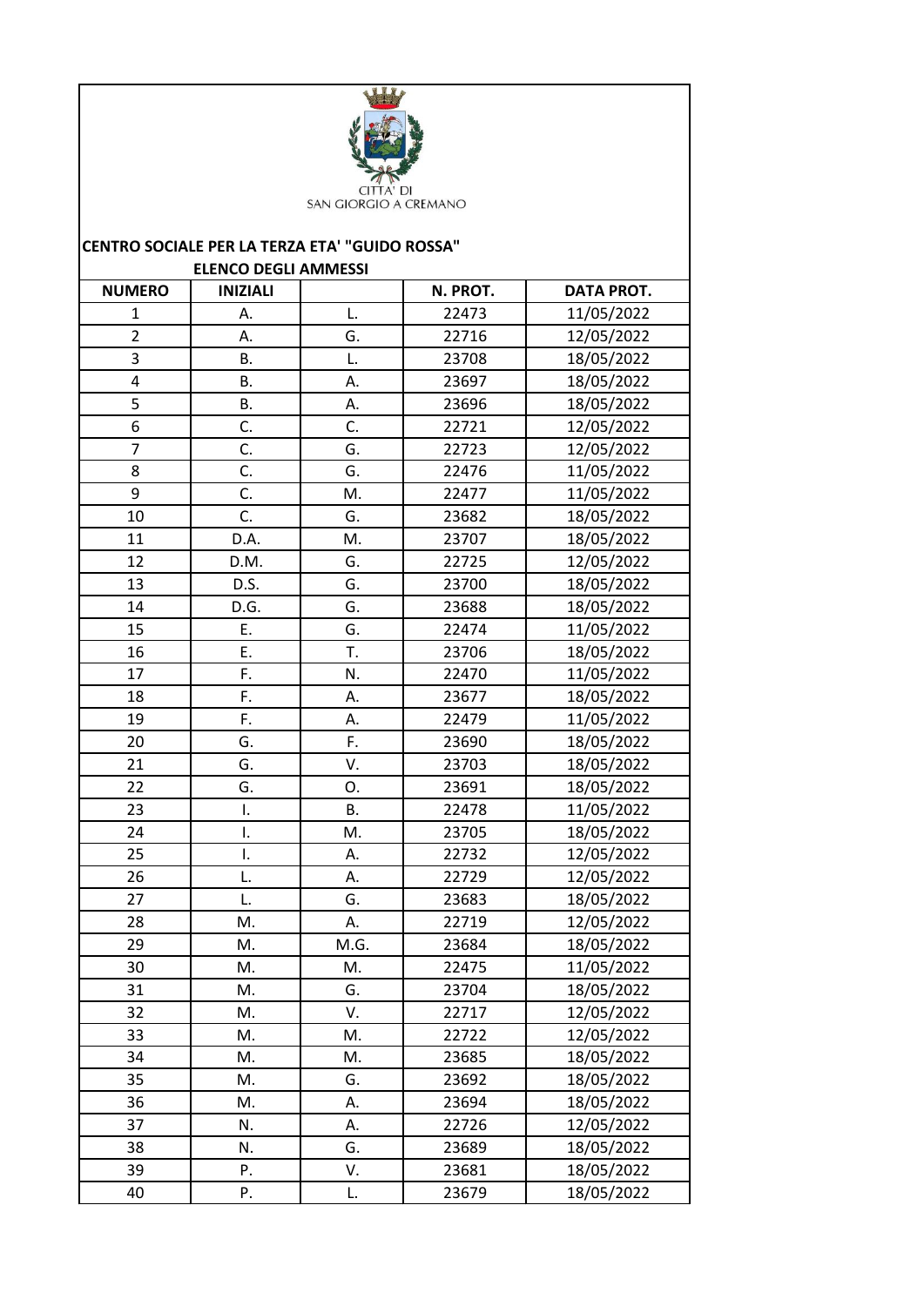CITTA' DI
SAN GIORGIO A CREMANO

## CENTRO SOCIALE PER LA TERZA ETA' "GUIDO ROSSA"

### ELENCO DEGLI AMMESSI

| NUMERO | INIZIALI | | N. PROT. | DATA PROT. |
|---|---|---|---|---|
| 1 | A. | L. | 22473 | 11/05/2022 |
| 2 | A. | G. | 22716 | 12/05/2022 |
| 3 | B. | L. | 23708 | 18/05/2022 |
| 4 | B. | A. | 23697 | 18/05/2022 |
| 5 | B. | A. | 23696 | 18/05/2022 |
| 6 | C. | C. | 22721 | 12/05/2022 |
| 7 | C. | G. | 22723 | 12/05/2022 |
| 8 | C. | G. | 22476 | 11/05/2022 |
| 9 | C. | M. | 22477 | 11/05/2022 |
| 10 | C. | G. | 23682 | 18/05/2022 |
| 11 | D.A. | M. | 23707 | 18/05/2022 |
| 12 | D.M. | G. | 22725 | 12/05/2022 |
| 13 | D.S. | G. | 23700 | 18/05/2022 |
| 14 | D.G. | G. | 23688 | 18/05/2022 |
| 15 | E. | G. | 22474 | 11/05/2022 |
| 16 | E. | T. | 23706 | 18/05/2022 |
| 17 | F. | N. | 22470 | 11/05/2022 |
| 18 | F. | A. | 23677 | 18/05/2022 |
| 19 | F. | A. | 22479 | 11/05/2022 |
| 20 | G. | F. | 23690 | 18/05/2022 |
| 21 | G. | V. | 23703 | 18/05/2022 |
| 22 | G. | O. | 23691 | 18/05/2022 |
| 23 | I. | B. | 22478 | 11/05/2022 |
| 24 | I. | M. | 23705 | 18/05/2022 |
| 25 | I. | A. | 22732 | 12/05/2022 |
| 26 | L. | A. | 22729 | 12/05/2022 |
| 27 | L. | G. | 23683 | 18/05/2022 |
| 28 | M. | A. | 22719 | 12/05/2022 |
| 29 | M. | M.G. | 23684 | 18/05/2022 |
| 30 | M. | M. | 22475 | 11/05/2022 |
| 31 | M. | G. | 23704 | 18/05/2022 |
| 32 | M. | V. | 22717 | 12/05/2022 |
| 33 | M. | M. | 22722 | 12/05/2022 |
| 34 | M. | M. | 23685 | 18/05/2022 |
| 35 | M. | G. | 23692 | 18/05/2022 |
| 36 | M. | A. | 23694 | 18/05/2022 |
| 37 | N. | A. | 22726 | 12/05/2022 |
| 38 | N. | G. | 23689 | 18/05/2022 |
| 39 | P. | V. | 23681 | 18/05/2022 |
| 40 | P. | L. | 23679 | 18/05/2022 |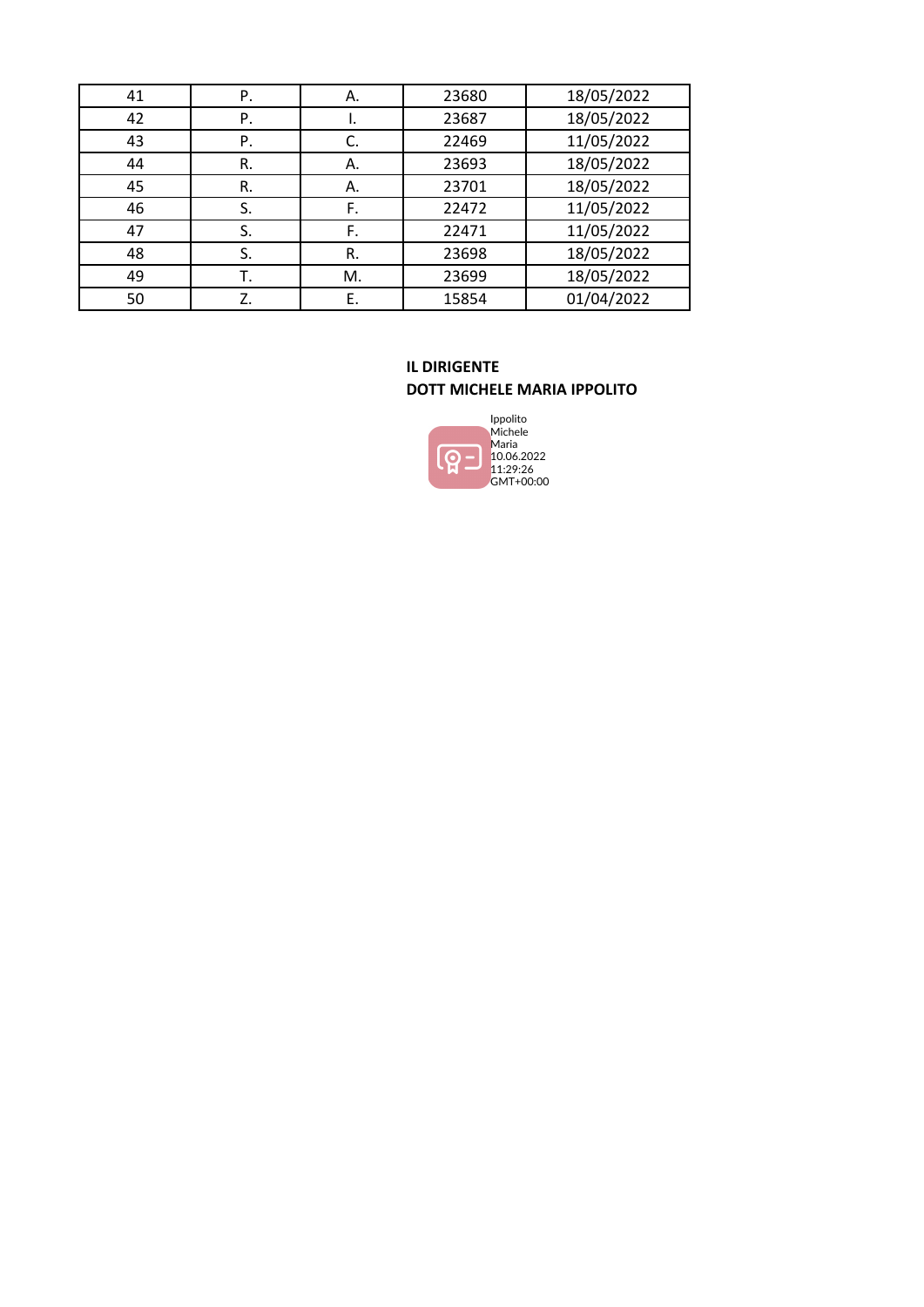| | | | | |
|---|---|---|---|---|
| 41 | P. | A. | 23680 | 18/05/2022 |
| 42 | P. | I. | 23687 | 18/05/2022 |
| 43 | P. | C. | 22469 | 11/05/2022 |
| 44 | R. | A. | 23693 | 18/05/2022 |
| 45 | R. | A. | 23701 | 18/05/2022 |
| 46 | S. | F. | 22472 | 11/05/2022 |
| 47 | S. | F. | 22471 | 11/05/2022 |
| 48 | S. | R. | 23698 | 18/05/2022 |
| 49 | T. | M. | 23699 | 18/05/2022 |
| 50 | Z. | E. | 15854 | 01/04/2022 |

**IL DIRIGENTE**
**DOTT MICHELE MARIA IPPOLITO**

Ippolito
Michele
Maria
10.06.2022
11:29:26
GMT+00:00